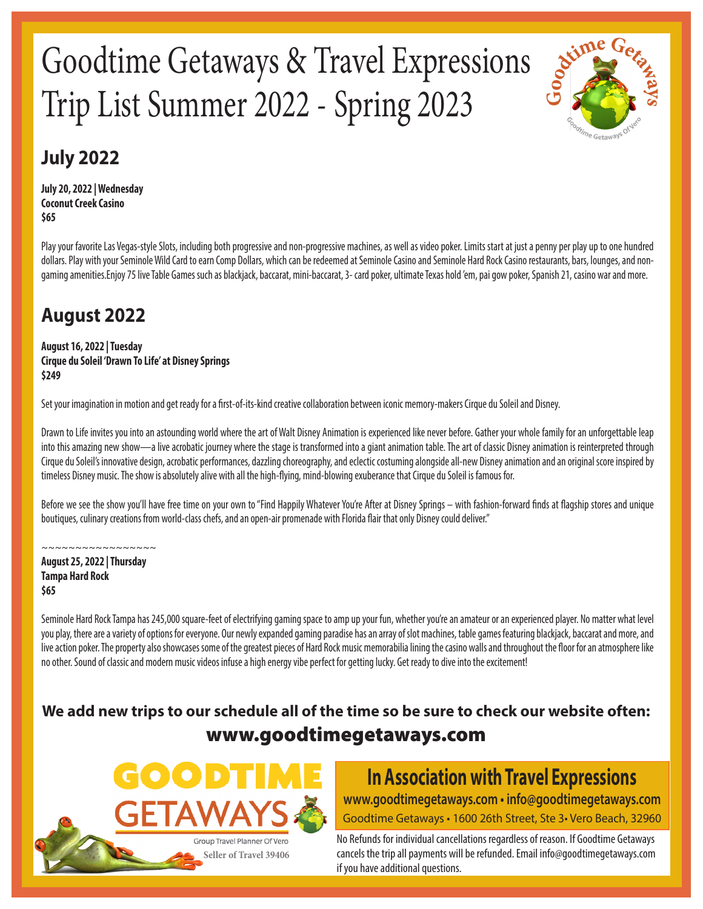# Goodtime Getaways & Travel Expressions Trip List Summer 2022 - Spring 2023

## July 2022

**July 20, 2022 | Wednesday**
**Coconut Creek Casino**
**$65**

Play your favorite Las Vegas-style Slots, including both progressive and non-progressive machines, as well as video poker. Limits start at just a penny per play up to one hundred dollars. Play with your Seminole Wild Card to earn Comp Dollars, which can be redeemed at Seminole Casino and Seminole Hard Rock Casino restaurants, bars, lounges, and non-gaming amenities.Enjoy 75 live Table Games such as blackjack, baccarat, mini-baccarat, 3- card poker, ultimate Texas hold 'em, pai gow poker, Spanish 21, casino war and more.

## August 2022

**August 16, 2022 | Tuesday**
**Cirque du Soleil 'Drawn To Life' at Disney Springs**
**$249**

Set your imagination in motion and get ready for a first-of-its-kind creative collaboration between iconic memory-makers Cirque du Soleil and Disney.

Drawn to Life invites you into an astounding world where the art of Walt Disney Animation is experienced like never before. Gather your whole family for an unforgettable leap into this amazing new show—a live acrobatic journey where the stage is transformed into a giant animation table. The art of classic Disney animation is reinterpreted through Cirque du Soleil's innovative design, acrobatic performances, dazzling choreography, and eclectic costuming alongside all-new Disney animation and an original score inspired by timeless Disney music. The show is absolutely alive with all the high-flying, mind-blowing exuberance that Cirque du Soleil is famous for.

Before we see the show you'll have free time on your own to "Find Happily Whatever You're After at Disney Springs – with fashion-forward finds at flagship stores and unique boutiques, culinary creations from world-class chefs, and an open-air promenade with Florida flair that only Disney could deliver."

~~~~~~~~~~~~~~~~~

**August 25, 2022 | Thursday**
**Tampa Hard Rock**
**$65**

Seminole Hard Rock Tampa has 245,000 square-feet of electrifying gaming space to amp up your fun, whether you're an amateur or an experienced player. No matter what level you play, there are a variety of options for everyone. Our newly expanded gaming paradise has an array of slot machines, table games featuring blackjack, baccarat and more, and live action poker. The property also showcases some of the greatest pieces of Hard Rock music memorabilia lining the casino walls and throughout the floor for an atmosphere like no other. Sound of classic and modern music videos infuse a high energy vibe perfect for getting lucky. Get ready to dive into the excitement!

**We add new trips to our schedule all of the time so be sure to check our website often:**
**www.goodtimegetaways.com**

GOODTIME GETAWAYS
Group Travel Planner Of Vero
Seller of Travel 39406

**In Association with Travel Expressions**
**www.goodtimegetaways.com • info@goodtimegetaways.com**
Goodtime Getaways • 1600 26th Street, Ste 3• Vero Beach, 32960

No Refunds for individual cancellations regardless of reason. If Goodtime Getaways cancels the trip all payments will be refunded. Email info@goodtimegetaways.com if you have additional questions.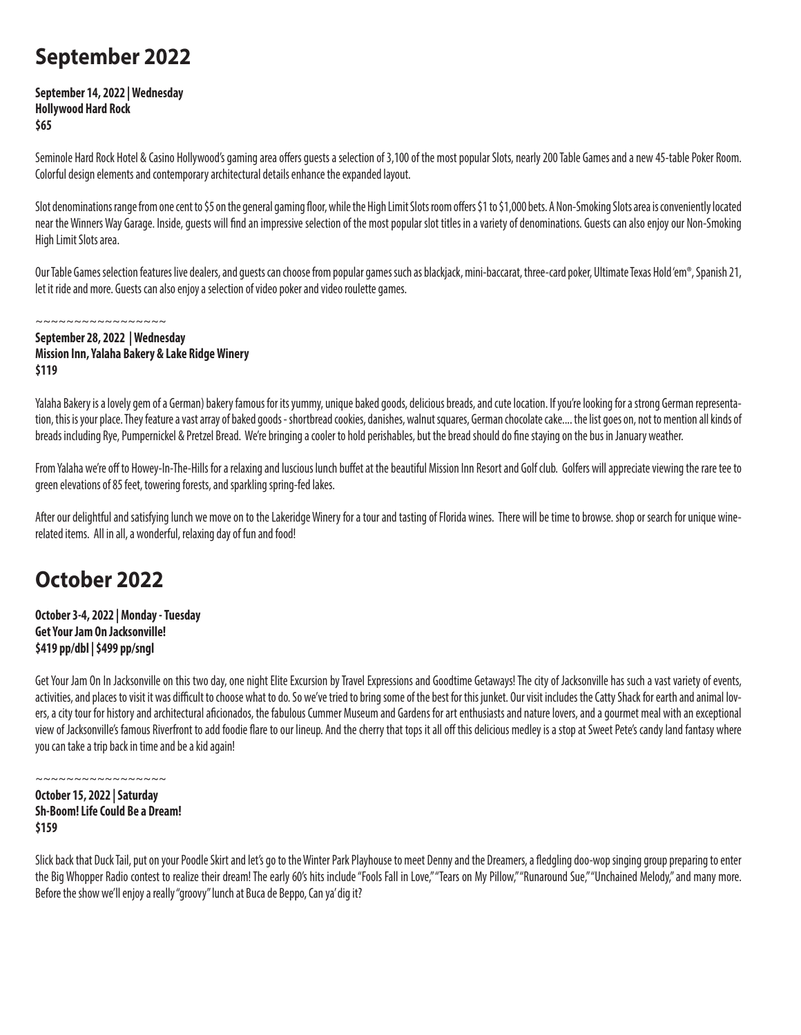# September 2022

**September 14, 2022 | Wednesday**
**Hollywood Hard Rock**
**$65**

Seminole Hard Rock Hotel & Casino Hollywood's gaming area offers guests a selection of 3,100 of the most popular Slots, nearly 200 Table Games and a new 45-table Poker Room. Colorful design elements and contemporary architectural details enhance the expanded layout.

Slot denominations range from one cent to $5 on the general gaming floor, while the High Limit Slots room offers $1 to $1,000 bets. A Non-Smoking Slots area is conveniently located near the Winners Way Garage. Inside, guests will find an impressive selection of the most popular slot titles in a variety of denominations. Guests can also enjoy our Non-Smoking High Limit Slots area.

Our Table Games selection features live dealers, and guests can choose from popular games such as blackjack, mini-baccarat, three-card poker, Ultimate Texas Hold 'em®, Spanish 21, let it ride and more. Guests can also enjoy a selection of video poker and video roulette games.

~~~~~~~~~~~~~~~~~

**September 28, 2022 | Wednesday**
**Mission Inn, Yalaha Bakery & Lake Ridge Winery**
**$119**

Yalaha Bakery is a lovely gem of a German) bakery famous for its yummy, unique baked goods, delicious breads, and cute location. If you're looking for a strong German representation, this is your place. They feature a vast array of baked goods - shortbread cookies, danishes, walnut squares, German chocolate cake.... the list goes on, not to mention all kinds of breads including Rye, Pumpernickel & Pretzel Bread. We're bringing a cooler to hold perishables, but the bread should do fine staying on the bus in January weather.

From Yalaha we're off to Howey-In-The-Hills for a relaxing and luscious lunch buffet at the beautiful Mission Inn Resort and Golf club. Golfers will appreciate viewing the rare tee to green elevations of 85 feet, towering forests, and sparkling spring-fed lakes.

After our delightful and satisfying lunch we move on to the Lakeridge Winery for a tour and tasting of Florida wines. There will be time to browse. shop or search for unique wine-related items. All in all, a wonderful, relaxing day of fun and food!

# October 2022

**October 3-4, 2022 | Monday - Tuesday**
**Get Your Jam On Jacksonville!**
**$419 pp/dbl | $499 pp/sngl**

Get Your Jam On In Jacksonville on this two day, one night Elite Excursion by Travel Expressions and Goodtime Getaways! The city of Jacksonville has such a vast variety of events, activities, and places to visit it was difficult to choose what to do. So we've tried to bring some of the best for this junket. Our visit includes the Catty Shack for earth and animal lovers, a city tour for history and architectural aficionados, the fabulous Cummer Museum and Gardens for art enthusiasts and nature lovers, and a gourmet meal with an exceptional view of Jacksonville's famous Riverfront to add foodie flare to our lineup. And the cherry that tops it all off this delicious medley is a stop at Sweet Pete's candy land fantasy where you can take a trip back in time and be a kid again!

~~~~~~~~~~~~~~~~~

**October 15, 2022 | Saturday**
**Sh-Boom! Life Could Be a Dream!**
**$159**

Slick back that Duck Tail, put on your Poodle Skirt and let's go to the Winter Park Playhouse to meet Denny and the Dreamers, a fledgling doo-wop singing group preparing to enter the Big Whopper Radio contest to realize their dream! The early 60's hits include "Fools Fall in Love," "Tears on My Pillow," "Runaround Sue," "Unchained Melody," and many more. Before the show we'll enjoy a really "groovy" lunch at Buca de Beppo, Can ya' dig it?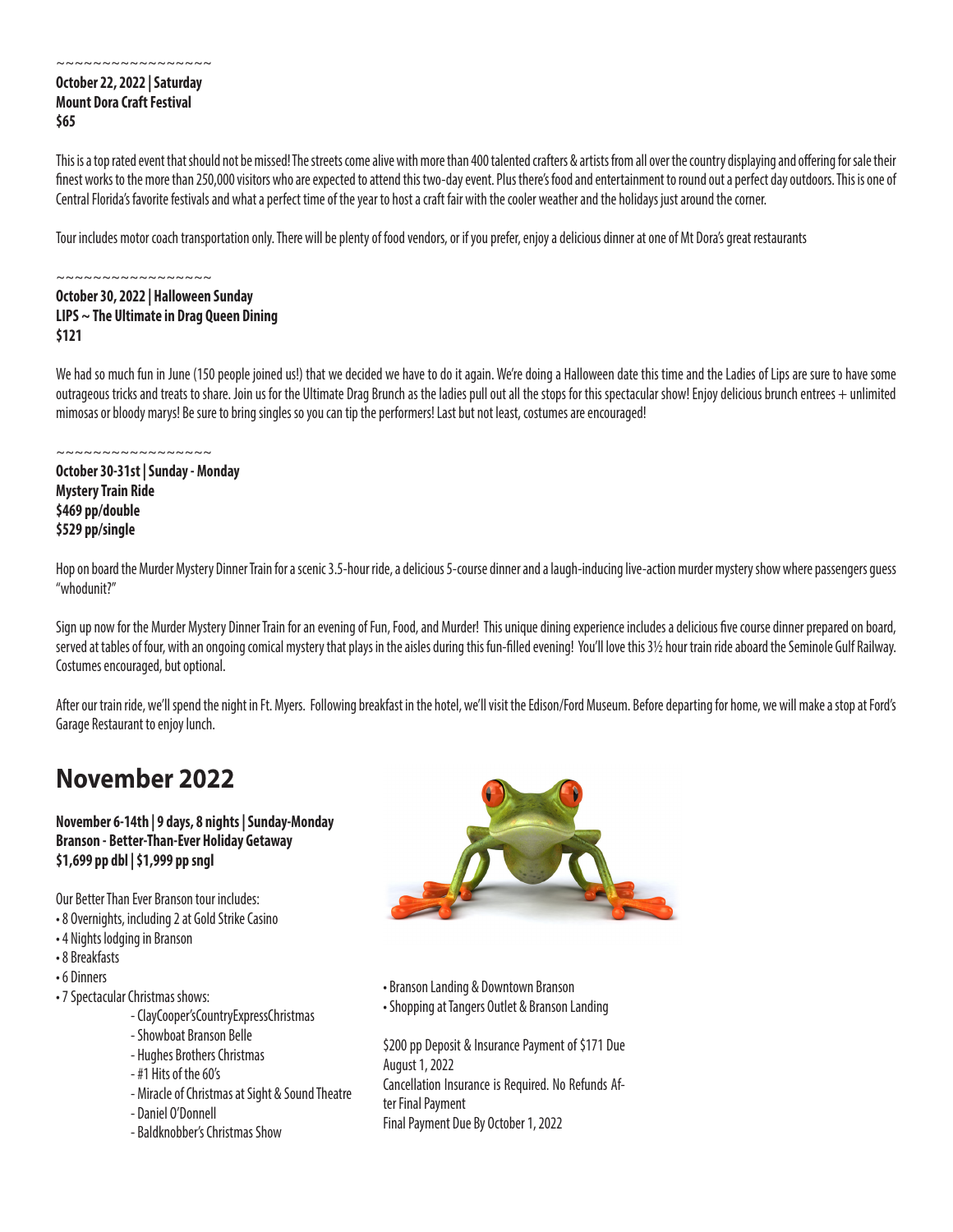~~~~~~~~~~~~~~~~~

**October 22, 2022 | Saturday**
**Mount Dora Craft Festival**
**$65**

This is a top rated event that should not be missed! The streets come alive with more than 400 talented crafters & artists from all over the country displaying and offering for sale their finest works to the more than 250,000 visitors who are expected to attend this two-day event. Plus there's food and entertainment to round out a perfect day outdoors. This is one of Central Florida's favorite festivals and what a perfect time of the year to host a craft fair with the cooler weather and the holidays just around the corner.

Tour includes motor coach transportation only. There will be plenty of food vendors, or if you prefer, enjoy a delicious dinner at one of Mt Dora's great restaurants

~~~~~~~~~~~~~~~~~

**October 30, 2022 | Halloween Sunday**
**LIPS ~ The Ultimate in Drag Queen Dining**
**$121**

We had so much fun in June (150 people joined us!) that we decided we have to do it again. We're doing a Halloween date this time and the Ladies of Lips are sure to have some outrageous tricks and treats to share. Join us for the Ultimate Drag Brunch as the ladies pull out all the stops for this spectacular show! Enjoy delicious brunch entrees + unlimited mimosas or bloody marys! Be sure to bring singles so you can tip the performers! Last but not least, costumes are encouraged!

~~~~~~~~~~~~~~~~~

**October 30-31st | Sunday - Monday**
**Mystery Train Ride**
**$469 pp/double**
**$529 pp/single**

Hop on board the Murder Mystery Dinner Train for a scenic 3.5-hour ride, a delicious 5-course dinner and a laugh-inducing live-action murder mystery show where passengers guess "whodunit?"

Sign up now for the Murder Mystery Dinner Train for an evening of Fun, Food, and Murder! This unique dining experience includes a delicious five course dinner prepared on board, served at tables of four, with an ongoing comical mystery that plays in the aisles during this fun-filled evening! You'll love this 3½ hour train ride aboard the Seminole Gulf Railway. Costumes encouraged, but optional.

After our train ride, we'll spend the night in Ft. Myers. Following breakfast in the hotel, we'll visit the Edison/Ford Museum. Before departing for home, we will make a stop at Ford's Garage Restaurant to enjoy lunch.

## November 2022

**November 6-14th | 9 days, 8 nights | Sunday-Monday**
**Branson - Better-Than-Ever Holiday Getaway**
**$1,699 pp dbl | $1,999 pp sngl**

Our Better Than Ever Branson tour includes:

- 8 Overnights, including 2 at Gold Strike Casino
- 4 Nights lodging in Branson
- 8 Breakfasts
- 6 Dinners
- 7 Spectacular Christmas shows:
  - ClayCooper'sCountryExpressChristmas
  - Showboat Branson Belle
  - Hughes Brothers Christmas
  - #1 Hits of the 60's
  - Miracle of Christmas at Sight & Sound Theatre
  - Daniel O'Donnell
  - Baldknobber's Christmas Show
- Branson Landing & Downtown Branson
- Shopping at Tangers Outlet & Branson Landing

$200 pp Deposit & Insurance Payment of $171 Due August 1, 2022
Cancellation Insurance is Required. No Refunds After Final Payment
Final Payment Due By October 1, 2022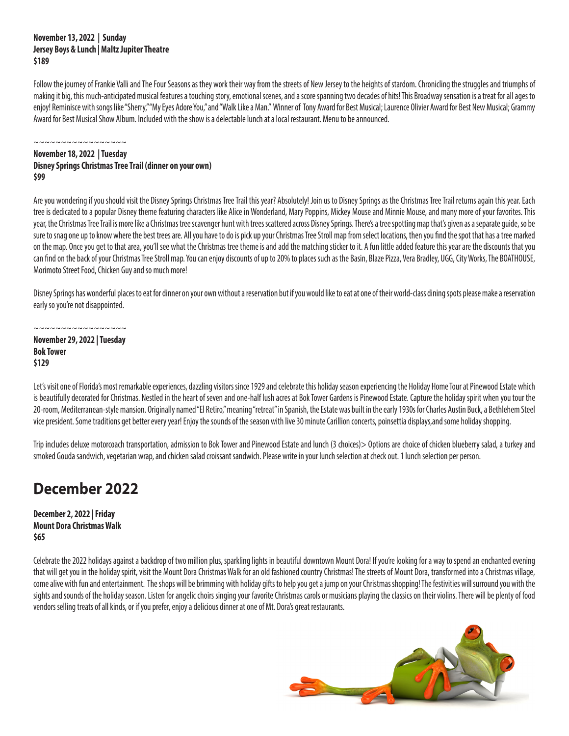**November 13, 2022 | Sunday**
**Jersey Boys & Lunch | Maltz Jupiter Theatre**
**$189**

Follow the journey of Frankie Valli and The Four Seasons as they work their way from the streets of New Jersey to the heights of stardom. Chronicling the struggles and triumphs of making it big, this much-anticipated musical features a touching story, emotional scenes, and a score spanning two decades of hits! This Broadway sensation is a treat for all ages to enjoy! Reminisce with songs like "Sherry," "My Eyes Adore You," and "Walk Like a Man." Winner of Tony Award for Best Musical; Laurence Olivier Award for Best New Musical; Grammy Award for Best Musical Show Album. Included with the show is a delectable lunch at a local restaurant. Menu to be announced.

~~~~~~~~~~~~~~~~~

**November 18, 2022 | Tuesday**
**Disney Springs Christmas Tree Trail (dinner on your own)**
**$99**

Are you wondering if you should visit the Disney Springs Christmas Tree Trail this year? Absolutely! Join us to Disney Springs as the Christmas Tree Trail returns again this year. Each tree is dedicated to a popular Disney theme featuring characters like Alice in Wonderland, Mary Poppins, Mickey Mouse and Minnie Mouse, and many more of your favorites. This year, the Christmas Tree Trail is more like a Christmas tree scavenger hunt with trees scattered across Disney Springs. There's a tree spotting map that's given as a separate guide, so be sure to snag one up to know where the best trees are. All you have to do is pick up your Christmas Tree Stroll map from select locations, then you find the spot that has a tree marked on the map. Once you get to that area, you'll see what the Christmas tree theme is and add the matching sticker to it. A fun little added feature this year are the discounts that you can find on the back of your Christmas Tree Stroll map. You can enjoy discounts of up to 20% to places such as the Basin, Blaze Pizza, Vera Bradley, UGG, City Works, The BOATHOUSE, Morimoto Street Food, Chicken Guy and so much more!

Disney Springs has wonderful places to eat for dinner on your own without a reservation but if you would like to eat at one of their world-class dining spots please make a reservation early so you're not disappointed.

~~~~~~~~~~~~~~~~~

**November 29, 2022 | Tuesday**
**Bok Tower**
**$129**

Let's visit one of Florida's most remarkable experiences, dazzling visitors since 1929 and celebrate this holiday season experiencing the Holiday Home Tour at Pinewood Estate which is beautifully decorated for Christmas. Nestled in the heart of seven and one-half lush acres at Bok Tower Gardens is Pinewood Estate. Capture the holiday spirit when you tour the 20-room, Mediterranean-style mansion. Originally named "El Retiro," meaning "retreat" in Spanish, the Estate was built in the early 1930s for Charles Austin Buck, a Bethlehem Steel vice president. Some traditions get better every year! Enjoy the sounds of the season with live 30 minute Carillion concerts, poinsettia displays,and some holiday shopping.

Trip includes deluxe motorcoach transportation, admission to Bok Tower and Pinewood Estate and lunch (3 choices)> Options are choice of chicken blueberry salad, a turkey and smoked Gouda sandwich, vegetarian wrap, and chicken salad croissant sandwich. Please write in your lunch selection at check out. 1 lunch selection per person.

## December 2022

**December 2, 2022 | Friday**
**Mount Dora Christmas Walk**
**$65**

Celebrate the 2022 holidays against a backdrop of two million plus, sparkling lights in beautiful downtown Mount Dora! If you're looking for a way to spend an enchanted evening that will get you in the holiday spirit, visit the Mount Dora Christmas Walk for an old fashioned country Christmas! The streets of Mount Dora, transformed into a Christmas village, come alive with fun and entertainment. The shops will be brimming with holiday gifts to help you get a jump on your Christmas shopping! The festivities will surround you with the sights and sounds of the holiday season. Listen for angelic choirs singing your favorite Christmas carols or musicians playing the classics on their violins. There will be plenty of food vendors selling treats of all kinds, or if you prefer, enjoy a delicious dinner at one of Mt. Dora's great restaurants.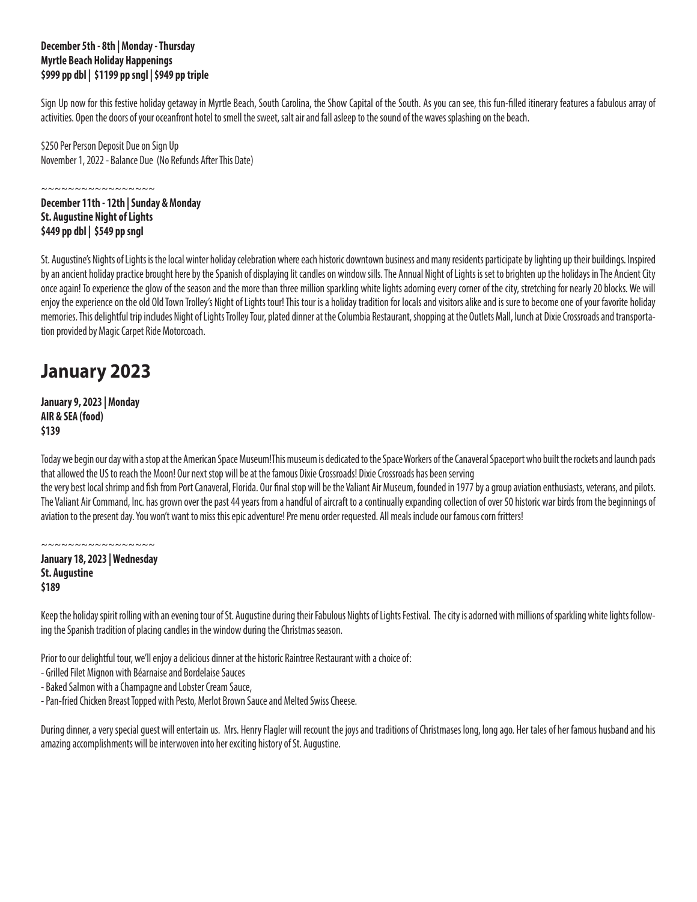**December 5th - 8th | Monday - Thursday**
**Myrtle Beach Holiday Happenings**
**$999 pp dbl | $1199 pp sngl | $949 pp triple**

Sign Up now for this festive holiday getaway in Myrtle Beach, South Carolina, the Show Capital of the South. As you can see, this fun-filled itinerary features a fabulous array of activities. Open the doors of your oceanfront hotel to smell the sweet, salt air and fall asleep to the sound of the waves splashing on the beach.

$250 Per Person Deposit Due on Sign Up
November 1, 2022 - Balance Due (No Refunds After This Date)

~~~~~~~~~~~~~~~~~

**December 11th - 12th | Sunday & Monday**
**St. Augustine Night of Lights**
**$449 pp dbl | $549 pp sngl**

St. Augustine's Nights of Lights is the local winter holiday celebration where each historic downtown business and many residents participate by lighting up their buildings. Inspired by an ancient holiday practice brought here by the Spanish of displaying lit candles on window sills. The Annual Night of Lights is set to brighten up the holidays in The Ancient City once again! To experience the glow of the season and the more than three million sparkling white lights adorning every corner of the city, stretching for nearly 20 blocks. We will enjoy the experience on the old Old Town Trolley's Night of Lights tour! This tour is a holiday tradition for locals and visitors alike and is sure to become one of your favorite holiday memories. This delightful trip includes Night of Lights Trolley Tour, plated dinner at the Columbia Restaurant, shopping at the Outlets Mall, lunch at Dixie Crossroads and transportation provided by Magic Carpet Ride Motorcoach.

## January 2023

**January 9, 2023 | Monday**
**AIR & SEA (food)**
**$139**

Today we begin our day with a stop at the American Space Museum!This museum is dedicated to the Space Workers of the Canaveral Spaceport who built the rockets and launch pads that allowed the US to reach the Moon! Our next stop will be at the famous Dixie Crossroads! Dixie Crossroads has been serving
the very best local shrimp and fish from Port Canaveral, Florida. Our final stop will be the Valiant Air Museum, founded in 1977 by a group aviation enthusiasts, veterans, and pilots. The Valiant Air Command, Inc. has grown over the past 44 years from a handful of aircraft to a continually expanding collection of over 50 historic war birds from the beginnings of aviation to the present day. You won't want to miss this epic adventure! Pre menu order requested. All meals include our famous corn fritters!

~~~~~~~~~~~~~~~~~

**January 18, 2023 | Wednesday**
**St. Augustine**
**$189**

Keep the holiday spirit rolling with an evening tour of St. Augustine during their Fabulous Nights of Lights Festival. The city is adorned with millions of sparkling white lights following the Spanish tradition of placing candles in the window during the Christmas season.

Prior to our delightful tour, we'll enjoy a delicious dinner at the historic Raintree Restaurant with a choice of:
- Grilled Filet Mignon with Béarnaise and Bordelaise Sauces
- Baked Salmon with a Champagne and Lobster Cream Sauce,
- Pan-fried Chicken Breast Topped with Pesto, Merlot Brown Sauce and Melted Swiss Cheese.

During dinner, a very special guest will entertain us. Mrs. Henry Flagler will recount the joys and traditions of Christmases long, long ago. Her tales of her famous husband and his amazing accomplishments will be interwoven into her exciting history of St. Augustine.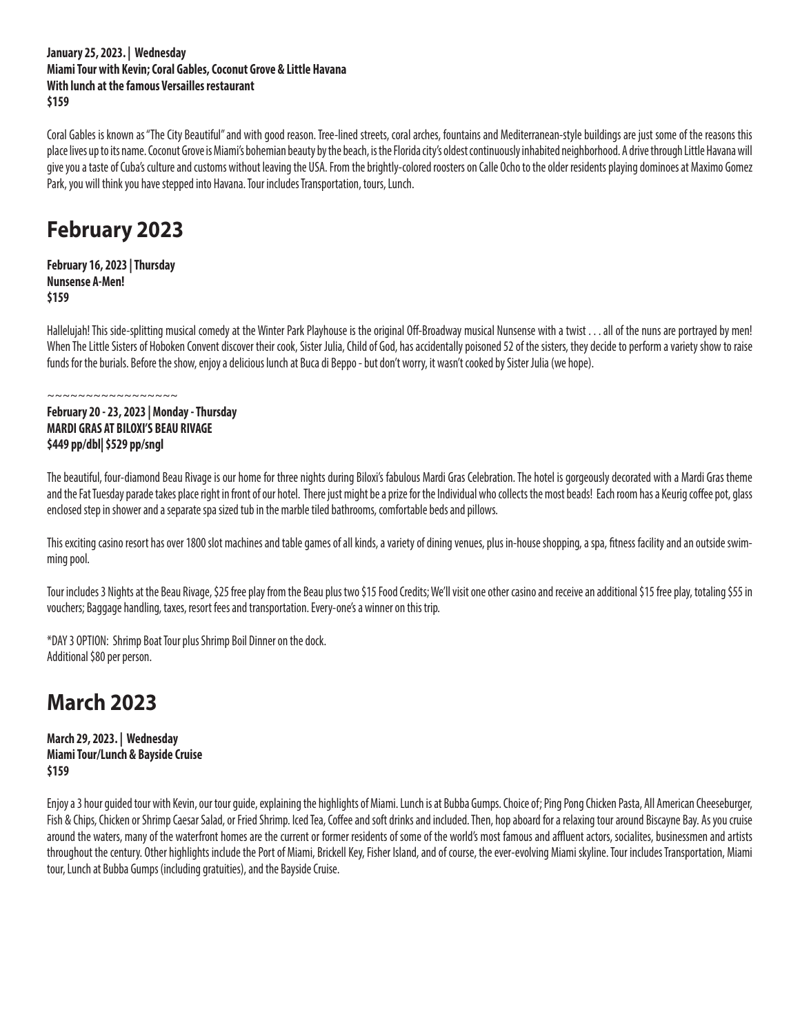**January 25, 2023. | Wednesday**
**Miami Tour with Kevin; Coral Gables, Coconut Grove & Little Havana**
**With lunch at the famous Versailles restaurant**
**$159**

Coral Gables is known as "The City Beautiful" and with good reason. Tree-lined streets, coral arches, fountains and Mediterranean-style buildings are just some of the reasons this place lives up to its name. Coconut Grove is Miami's bohemian beauty by the beach, is the Florida city's oldest continuously inhabited neighborhood. A drive through Little Havana will give you a taste of Cuba's culture and customs without leaving the USA. From the brightly-colored roosters on Calle Ocho to the older residents playing dominoes at Maximo Gomez Park, you will think you have stepped into Havana. Tour includes Transportation, tours, Lunch.

# February 2023

**February 16, 2023 | Thursday**
**Nunsense A-Men!**
**$159**

Hallelujah! This side-splitting musical comedy at the Winter Park Playhouse is the original Off-Broadway musical Nunsense with a twist . . . all of the nuns are portrayed by men! When The Little Sisters of Hoboken Convent discover their cook, Sister Julia, Child of God, has accidentally poisoned 52 of the sisters, they decide to perform a variety show to raise funds for the burials. Before the show, enjoy a delicious lunch at Buca di Beppo - but don't worry, it wasn't cooked by Sister Julia (we hope).

~~~~~~~~~~~~~~~~~~

**February 20 - 23, 2023 | Monday - Thursday**
**MARDI GRAS AT BILOXI'S BEAU RIVAGE**
**$449 pp/dbl| $529 pp/sngl**

The beautiful, four-diamond Beau Rivage is our home for three nights during Biloxi's fabulous Mardi Gras Celebration. The hotel is gorgeously decorated with a Mardi Gras theme and the Fat Tuesday parade takes place right in front of our hotel. There just might be a prize for the Individual who collects the most beads! Each room has a Keurig coffee pot, glass enclosed step in shower and a separate spa sized tub in the marble tiled bathrooms, comfortable beds and pillows.

This exciting casino resort has over 1800 slot machines and table games of all kinds, a variety of dining venues, plus in-house shopping, a spa, fitness facility and an outside swimming pool.

Tour includes 3 Nights at the Beau Rivage, $25 free play from the Beau plus two $15 Food Credits; We'll visit one other casino and receive an additional $15 free play, totaling $55 in vouchers; Baggage handling, taxes, resort fees and transportation. Every-one's a winner on this trip.

*DAY 3 OPTION: Shrimp Boat Tour plus Shrimp Boil Dinner on the dock.
Additional $80 per person.

# March 2023

**March 29, 2023. | Wednesday**
**Miami Tour/Lunch & Bayside Cruise**
**$159**

Enjoy a 3 hour guided tour with Kevin, our tour guide, explaining the highlights of Miami. Lunch is at Bubba Gumps. Choice of; Ping Pong Chicken Pasta, All American Cheeseburger, Fish & Chips, Chicken or Shrimp Caesar Salad, or Fried Shrimp. Iced Tea, Coffee and soft drinks and included. Then, hop aboard for a relaxing tour around Biscayne Bay. As you cruise around the waters, many of the waterfront homes are the current or former residents of some of the world's most famous and affluent actors, socialites, businessmen and artists throughout the century. Other highlights include the Port of Miami, Brickell Key, Fisher Island, and of course, the ever-evolving Miami skyline. Tour includes Transportation, Miami tour, Lunch at Bubba Gumps (including gratuities), and the Bayside Cruise.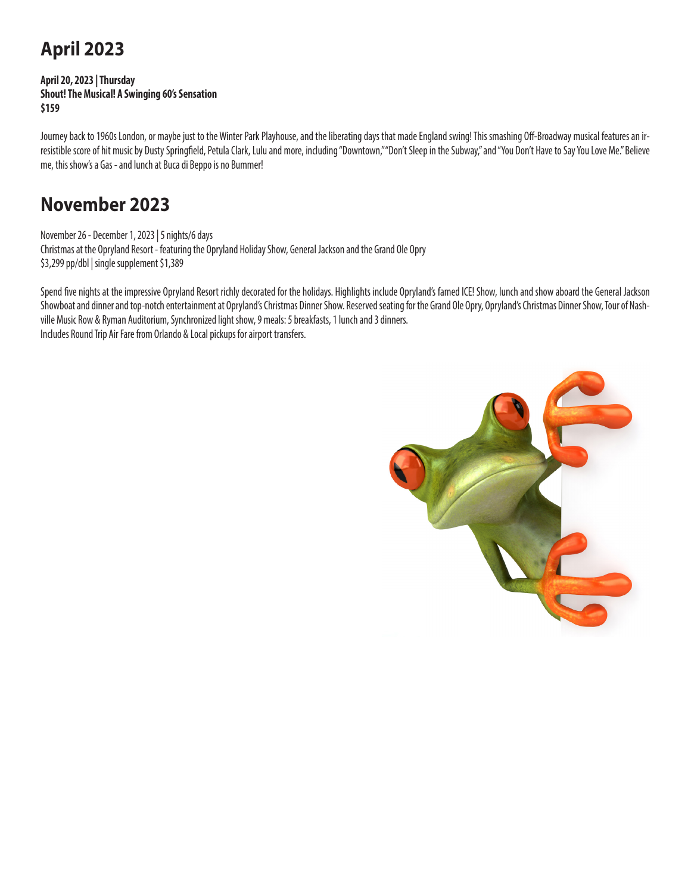# April 2023

**April 20, 2023 | Thursday**
**Shout! The Musical! A Swinging 60's Sensation**
**$159**

Journey back to 1960s London, or maybe just to the Winter Park Playhouse, and the liberating days that made England swing! This smashing Off-Broadway musical features an irresistible score of hit music by Dusty Springfield, Petula Clark, Lulu and more, including "Downtown," "Don't Sleep in the Subway," and "You Don't Have to Say You Love Me." Believe me, this show's a Gas - and lunch at Buca di Beppo is no Bummer!

# November 2023

November 26 - December 1, 2023 | 5 nights/6 days
Christmas at the Opryland Resort - featuring the Opryland Holiday Show, General Jackson and the Grand Ole Opry
$3,299 pp/dbl | single supplement $1,389

Spend five nights at the impressive Opryland Resort richly decorated for the holidays. Highlights include Opryland's famed ICE! Show, lunch and show aboard the General Jackson Showboat and dinner and top-notch entertainment at Opryland's Christmas Dinner Show. Reserved seating for the Grand Ole Opry, Opryland's Christmas Dinner Show, Tour of Nashville Music Row & Ryman Auditorium, Synchronized light show, 9 meals: 5 breakfasts, 1 lunch and 3 dinners.
Includes Round Trip Air Fare from Orlando & Local pickups for airport transfers.